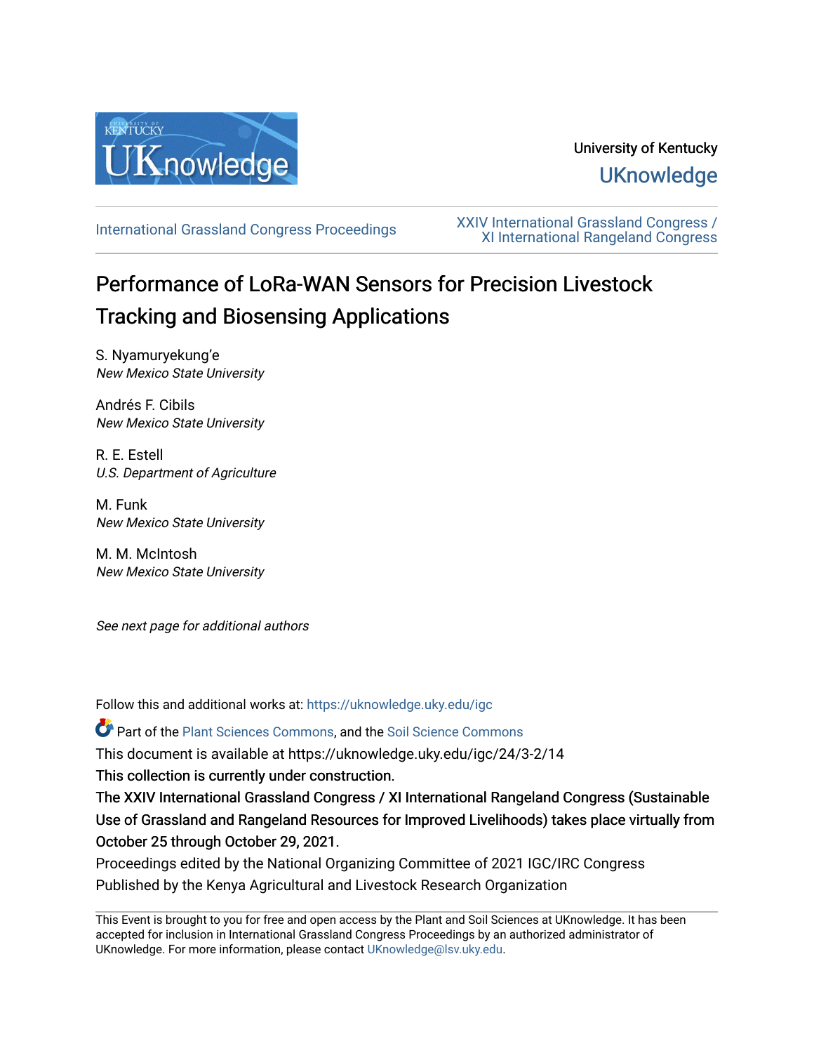University of Kentucky

UKnowledge

International Grassland Congress Proceedings

XXIV International Grassland Congress / XI International Rangeland Congress

# Performance of LoRa-WAN Sensors for Precision Livestock Tracking and Biosensing Applications

S. Nyamuryekung'e
*New Mexico State University*

Andrés F. Cibils
*New Mexico State University*

R. E. Estell
*U.S. Department of Agriculture*

M. Funk
*New Mexico State University*

M. M. McIntosh
*New Mexico State University*

*See next page for additional authors*

Follow this and additional works at: https://uknowledge.uky.edu/igc

Part of the Plant Sciences Commons, and the Soil Science Commons

This document is available at https://uknowledge.uky.edu/igc/24/3-2/14

This collection is currently under construction.

The XXIV International Grassland Congress / XI International Rangeland Congress (Sustainable Use of Grassland and Rangeland Resources for Improved Livelihoods) takes place virtually from October 25 through October 29, 2021.

Proceedings edited by the National Organizing Committee of 2021 IGC/IRC Congress

Published by the Kenya Agricultural and Livestock Research Organization

This Event is brought to you for free and open access by the Plant and Soil Sciences at UKnowledge. It has been accepted for inclusion in International Grassland Congress Proceedings by an authorized administrator of UKnowledge. For more information, please contact UKnowledge@lsv.uky.edu.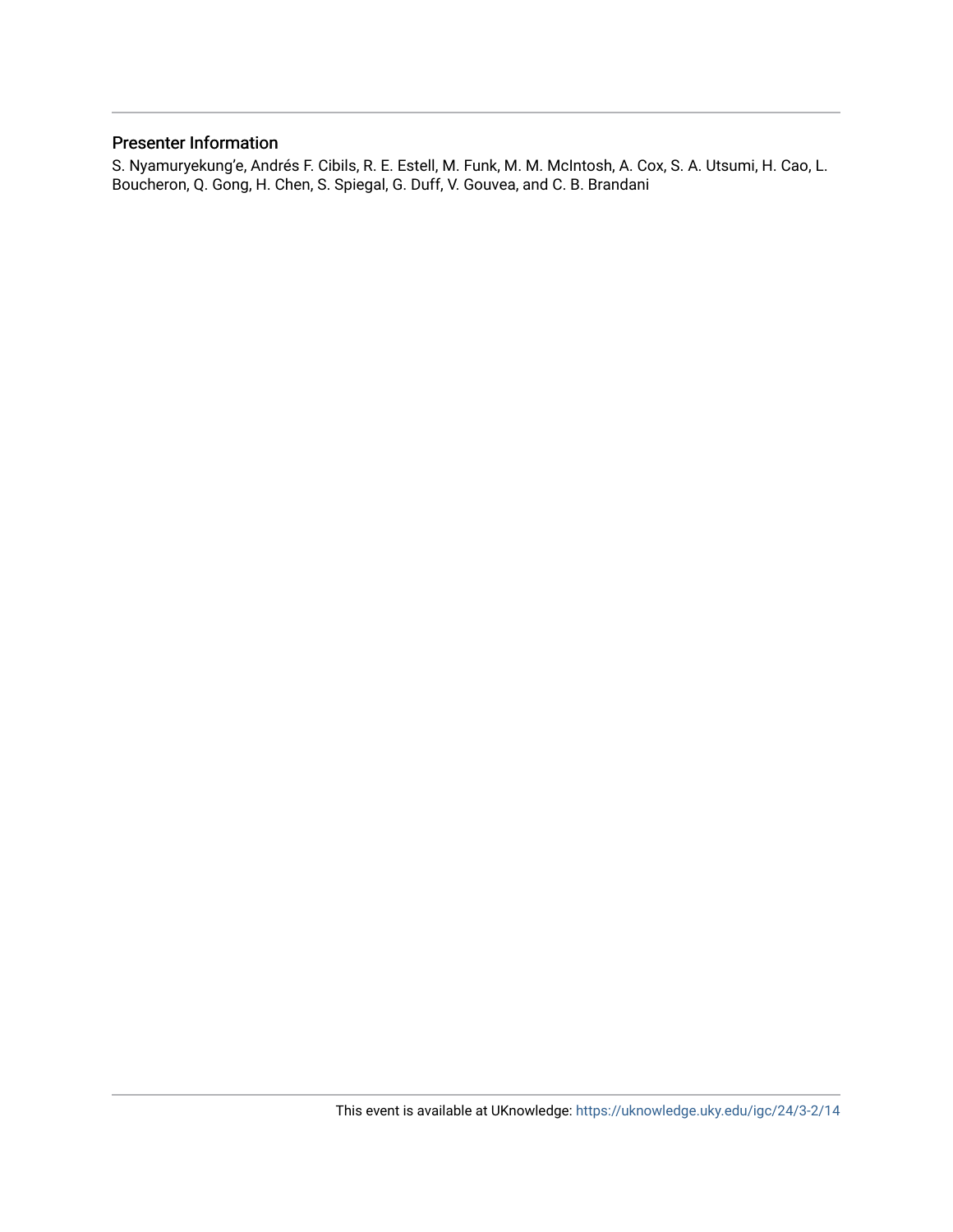## Presenter Information

S. Nyamuryekung'e, Andrés F. Cibils, R. E. Estell, M. Funk, M. M. McIntosh, A. Cox, S. A. Utsumi, H. Cao, L. Boucheron, Q. Gong, H. Chen, S. Spiegal, G. Duff, V. Gouvea, and C. B. Brandani

This event is available at UKnowledge: https://uknowledge.uky.edu/igc/24/3-2/14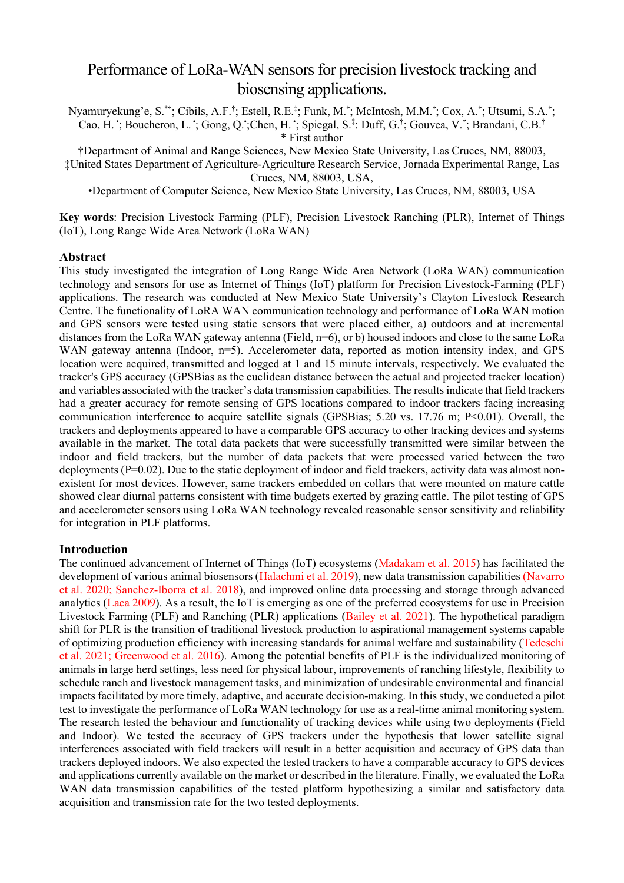# Performance of LoRa-WAN sensors for precision livestock tracking and biosensing applications.

Nyamuryekung'e, S.[*†]; Cibils, A.F.[†]; Estell, R.E.[‡]; Funk, M.[†]; McIntosh, M.M.[†]; Cox, A.[†]; Utsumi, S.A.[†]; Cao, H.[•]; Boucheron, L.[•]; Gong, Q.[•]; Chen, H.[•]; Spiegal, S.[‡]; Duff, G.[†]; Gouvea, V.[†]; Brandani, C.B.[†]

\* First author

†Department of Animal and Range Sciences, New Mexico State University, Las Cruces, NM, 88003,

‡United States Department of Agriculture-Agriculture Research Service, Jornada Experimental Range, Las Cruces, NM, 88003, USA,

•Department of Computer Science, New Mexico State University, Las Cruces, NM, 88003, USA

**Key words**: Precision Livestock Farming (PLF), Precision Livestock Ranching (PLR), Internet of Things (IoT), Long Range Wide Area Network (LoRa WAN)

## Abstract

This study investigated the integration of Long Range Wide Area Network (LoRa WAN) communication technology and sensors for use as Internet of Things (IoT) platform for Precision Livestock-Farming (PLF) applications. The research was conducted at New Mexico State University's Clayton Livestock Research Centre. The functionality of LoRA WAN communication technology and performance of LoRa WAN motion and GPS sensors were tested using static sensors that were placed either, a) outdoors and at incremental distances from the LoRa WAN gateway antenna (Field, n=6), or b) housed indoors and close to the same LoRa WAN gateway antenna (Indoor, n=5). Accelerometer data, reported as motion intensity index, and GPS location were acquired, transmitted and logged at 1 and 15 minute intervals, respectively. We evaluated the tracker's GPS accuracy (GPSBias as the euclidean distance between the actual and projected tracker location) and variables associated with the tracker's data transmission capabilities. The results indicate that field trackers had a greater accuracy for remote sensing of GPS locations compared to indoor trackers facing increasing communication interference to acquire satellite signals (GPSBias; 5.20 vs. 17.76 m; P<0.01). Overall, the trackers and deployments appeared to have a comparable GPS accuracy to other tracking devices and systems available in the market. The total data packets that were successfully transmitted were similar between the indoor and field trackers, but the number of data packets that were processed varied between the two deployments (P=0.02). Due to the static deployment of indoor and field trackers, activity data was almost non-existent for most devices. However, same trackers embedded on collars that were mounted on mature cattle showed clear diurnal patterns consistent with time budgets exerted by grazing cattle. The pilot testing of GPS and accelerometer sensors using LoRa WAN technology revealed reasonable sensor sensitivity and reliability for integration in PLF platforms.

## Introduction

The continued advancement of Internet of Things (IoT) ecosystems (Madakam et al. 2015) has facilitated the development of various animal biosensors (Halachmi et al. 2019), new data transmission capabilities (Navarro et al. 2020; Sanchez-Iborra et al. 2018), and improved online data processing and storage through advanced analytics (Laca 2009). As a result, the IoT is emerging as one of the preferred ecosystems for use in Precision Livestock Farming (PLF) and Ranching (PLR) applications (Bailey et al. 2021). The hypothetical paradigm shift for PLR is the transition of traditional livestock production to aspirational management systems capable of optimizing production efficiency with increasing standards for animal welfare and sustainability (Tedeschi et al. 2021; Greenwood et al. 2016). Among the potential benefits of PLF is the individualized monitoring of animals in large herd settings, less need for physical labour, improvements of ranching lifestyle, flexibility to schedule ranch and livestock management tasks, and minimization of undesirable environmental and financial impacts facilitated by more timely, adaptive, and accurate decision-making. In this study, we conducted a pilot test to investigate the performance of LoRa WAN technology for use as a real-time animal monitoring system. The research tested the behaviour and functionality of tracking devices while using two deployments (Field and Indoor). We tested the accuracy of GPS trackers under the hypothesis that lower satellite signal interferences associated with field trackers will result in a better acquisition and accuracy of GPS data than trackers deployed indoors. We also expected the tested trackers to have a comparable accuracy to GPS devices and applications currently available on the market or described in the literature. Finally, we evaluated the LoRa WAN data transmission capabilities of the tested platform hypothesizing a similar and satisfactory data acquisition and transmission rate for the two tested deployments.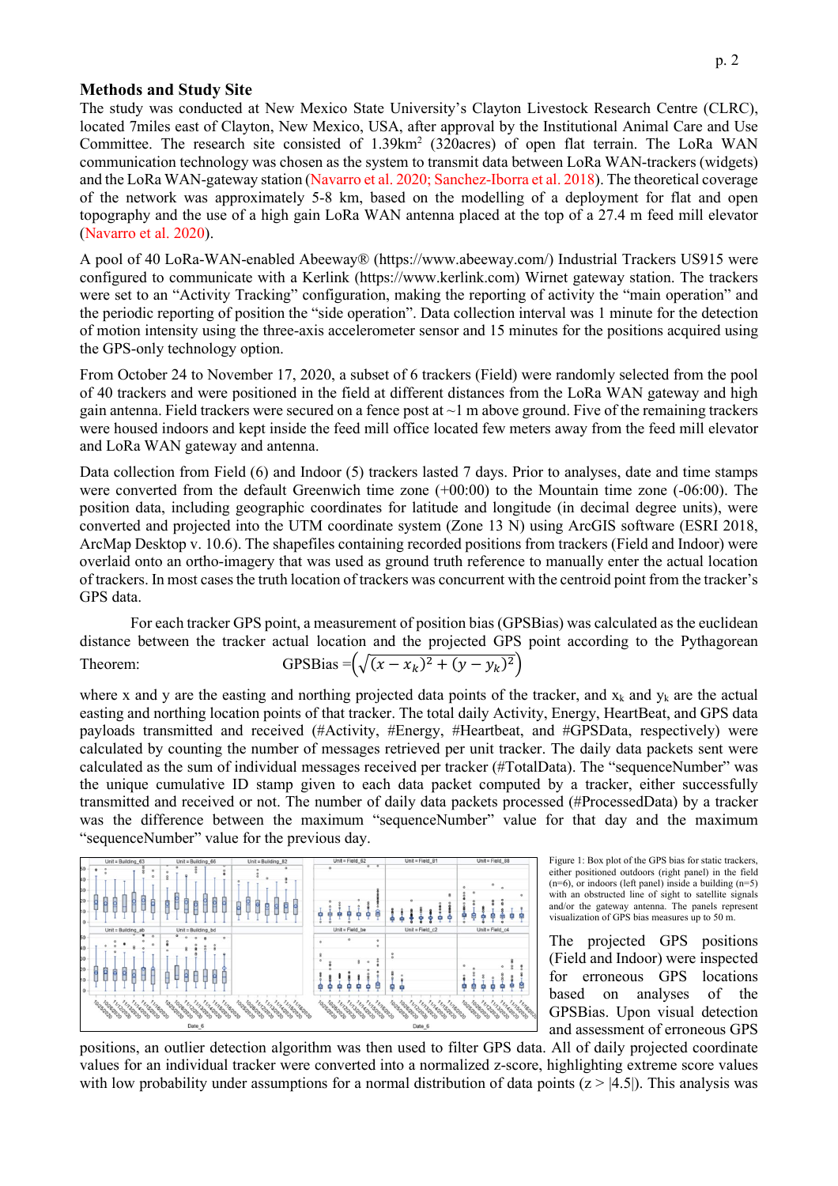## Methods and Study Site

The study was conducted at New Mexico State University's Clayton Livestock Research Centre (CLRC), located 7miles east of Clayton, New Mexico, USA, after approval by the Institutional Animal Care and Use Committee. The research site consisted of 1.39km$^2$ (320acres) of open flat terrain. The LoRa WAN communication technology was chosen as the system to transmit data between LoRa WAN-trackers (widgets) and the LoRa WAN-gateway station (Navarro et al. 2020; Sanchez-Iborra et al. 2018). The theoretical coverage of the network was approximately 5-8 km, based on the modelling of a deployment for flat and open topography and the use of a high gain LoRa WAN antenna placed at the top of a 27.4 m feed mill elevator (Navarro et al. 2020).

A pool of 40 LoRa-WAN-enabled Abeeway® (https://www.abeeway.com/) Industrial Trackers US915 were configured to communicate with a Kerlink (https://www.kerlink.com) Wirnet gateway station. The trackers were set to an "Activity Tracking" configuration, making the reporting of activity the "main operation" and the periodic reporting of position the "side operation". Data collection interval was 1 minute for the detection of motion intensity using the three-axis accelerometer sensor and 15 minutes for the positions acquired using the GPS-only technology option.

From October 24 to November 17, 2020, a subset of 6 trackers (Field) were randomly selected from the pool of 40 trackers and were positioned in the field at different distances from the LoRa WAN gateway and high gain antenna. Field trackers were secured on a fence post at ~1 m above ground. Five of the remaining trackers were housed indoors and kept inside the feed mill office located few meters away from the feed mill elevator and LoRa WAN gateway and antenna.

Data collection from Field (6) and Indoor (5) trackers lasted 7 days. Prior to analyses, date and time stamps were converted from the default Greenwich time zone (+00:00) to the Mountain time zone (-06:00). The position data, including geographic coordinates for latitude and longitude (in decimal degree units), were converted and projected into the UTM coordinate system (Zone 13 N) using ArcGIS software (ESRI 2018, ArcMap Desktop v. 10.6). The shapefiles containing recorded positions from trackers (Field and Indoor) were overlaid onto an ortho-imagery that was used as ground truth reference to manually enter the actual location of trackers. In most cases the truth location of trackers was concurrent with the centroid point from the tracker's GPS data.

For each tracker GPS point, a measurement of position bias (GPSBias) was calculated as the euclidean distance between the tracker actual location and the projected GPS point according to the Pythagorean Theorem:

$$\text{GPSBias} = \left(\sqrt{(x - x_k)^2 + (y - y_k)^2}\right)$$

where x and y are the easting and northing projected data points of the tracker, and $x_k$ and $y_k$ are the actual easting and northing location points of that tracker. The total daily Activity, Energy, HeartBeat, and GPS data payloads transmitted and received (#Activity, #Energy, #Heartbeat, and #GPSData, respectively) were calculated by counting the number of messages retrieved per unit tracker. The daily data packets sent were calculated as the sum of individual messages received per tracker (#TotalData). The "sequenceNumber" was the unique cumulative ID stamp given to each data packet computed by a tracker, either successfully transmitted and received or not. The number of daily data packets processed (#ProcessedData) by a tracker was the difference between the maximum "sequenceNumber" value for that day and the maximum "sequenceNumber" value for the previous day.

Figure 1: Box plot of the GPS bias for static trackers, either positioned outdoors (right panel) in the field (n=6), or indoors (left panel) inside a building (n=5) with an obstructed line of sight to satellite signals and/or the gateway antenna. The panels represent visualization of GPS bias measures up to 50 m.

The projected GPS positions (Field and Indoor) were inspected for erroneous GPS locations based on analyses of the GPSBias. Upon visual detection and assessment of erroneous GPS positions, an outlier detection algorithm was then used to filter GPS data. All of daily projected coordinate values for an individual tracker were converted into a normalized z-score, highlighting extreme score values with low probability under assumptions for a normal distribution of data points ($z > |4.5|$). This analysis was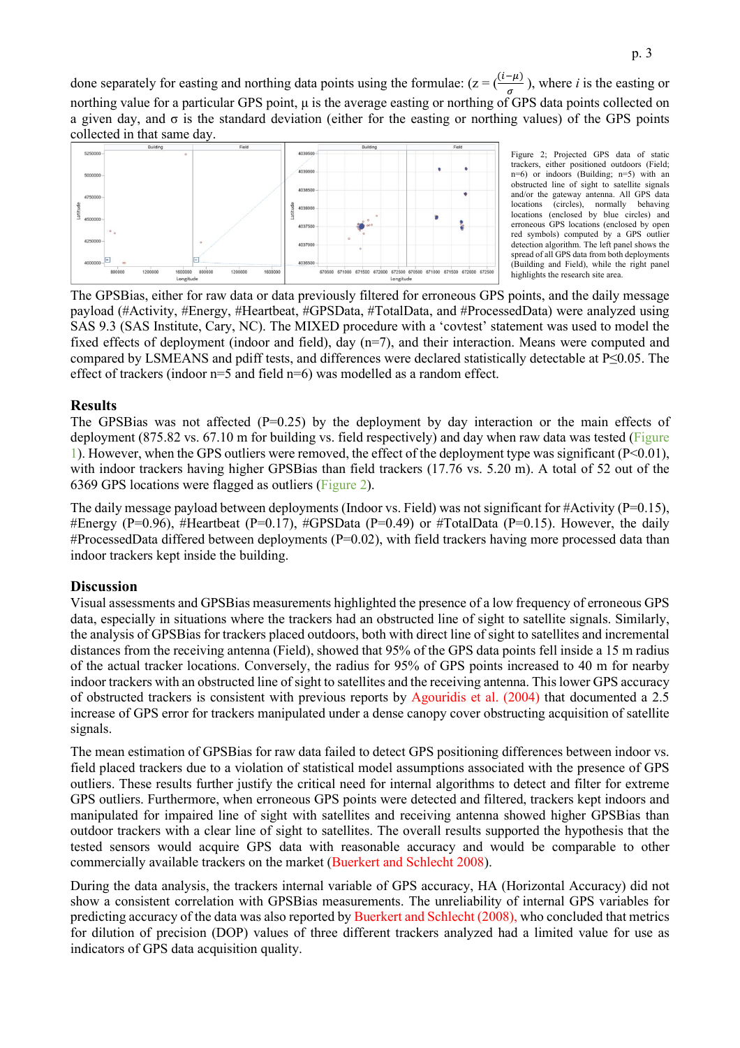done separately for easting and northing data points using the formulae: ($z = (\frac{(i-\mu)}{\sigma})$), where $i$ is the easting or northing value for a particular GPS point, μ is the average easting or northing of GPS data points collected on a given day, and σ is the standard deviation (either for the easting or northing values) of the GPS points collected in that same day.

Figure 2; Projected GPS data of static trackers, either positioned outdoors (Field; n=6) or indoors (Building; n=5) with an obstructed line of sight to satellite signals and/or the gateway antenna. All GPS data locations (circles), normally behaving locations (enclosed by blue circles) and erroneous GPS locations (enclosed by open red symbols) computed by a GPS outlier detection algorithm. The left panel shows the spread of all GPS data from both deployments (Building and Field), while the right panel highlights the research site area.

The GPSBias, either for raw data or data previously filtered for erroneous GPS points, and the daily message payload (#Activity, #Energy, #Heartbeat, #GPSData, #TotalData, and #ProcessedData) were analyzed using SAS 9.3 (SAS Institute, Cary, NC). The MIXED procedure with a 'covtest' statement was used to model the fixed effects of deployment (indoor and field), day (n=7), and their interaction. Means were computed and compared by LSMEANS and pdiff tests, and differences were declared statistically detectable at $P \leq 0.05$. The effect of trackers (indoor n=5 and field n=6) was modelled as a random effect.

## Results

The GPSBias was not affected ($P=0.25$) by the deployment by day interaction or the main effects of deployment (875.82 vs. 67.10 m for building vs. field respectively) and day when raw data was tested (Figure 1). However, when the GPS outliers were removed, the effect of the deployment type was significant ($P<0.01$), with indoor trackers having higher GPSBias than field trackers (17.76 vs. 5.20 m). A total of 52 out of the 6369 GPS locations were flagged as outliers (Figure 2).

The daily message payload between deployments (Indoor vs. Field) was not significant for #Activity ($P=0.15$), #Energy ($P=0.96$), #Heartbeat ($P=0.17$), #GPSData ($P=0.49$) or #TotalData ($P=0.15$). However, the daily #ProcessedData differed between deployments ($P=0.02$), with field trackers having more processed data than indoor trackers kept inside the building.

## Discussion

Visual assessments and GPSBias measurements highlighted the presence of a low frequency of erroneous GPS data, especially in situations where the trackers had an obstructed line of sight to satellite signals. Similarly, the analysis of GPSBias for trackers placed outdoors, both with direct line of sight to satellites and incremental distances from the receiving antenna (Field), showed that 95% of the GPS data points fell inside a 15 m radius of the actual tracker locations. Conversely, the radius for 95% of GPS points increased to 40 m for nearby indoor trackers with an obstructed line of sight to satellites and the receiving antenna. This lower GPS accuracy of obstructed trackers is consistent with previous reports by Agouridis et al. (2004) that documented a 2.5 increase of GPS error for trackers manipulated under a dense canopy cover obstructing acquisition of satellite signals.

The mean estimation of GPSBias for raw data failed to detect GPS positioning differences between indoor vs. field placed trackers due to a violation of statistical model assumptions associated with the presence of GPS outliers. These results further justify the critical need for internal algorithms to detect and filter for extreme GPS outliers. Furthermore, when erroneous GPS points were detected and filtered, trackers kept indoors and manipulated for impaired line of sight with satellites and receiving antenna showed higher GPSBias than outdoor trackers with a clear line of sight to satellites. The overall results supported the hypothesis that the tested sensors would acquire GPS data with reasonable accuracy and would be comparable to other commercially available trackers on the market (Buerkert and Schlecht 2008).

During the data analysis, the trackers internal variable of GPS accuracy, HA (Horizontal Accuracy) did not show a consistent correlation with GPSBias measurements. The unreliability of internal GPS variables for predicting accuracy of the data was also reported by Buerkert and Schlecht (2008), who concluded that metrics for dilution of precision (DOP) values of three different trackers analyzed had a limited value for use as indicators of GPS data acquisition quality.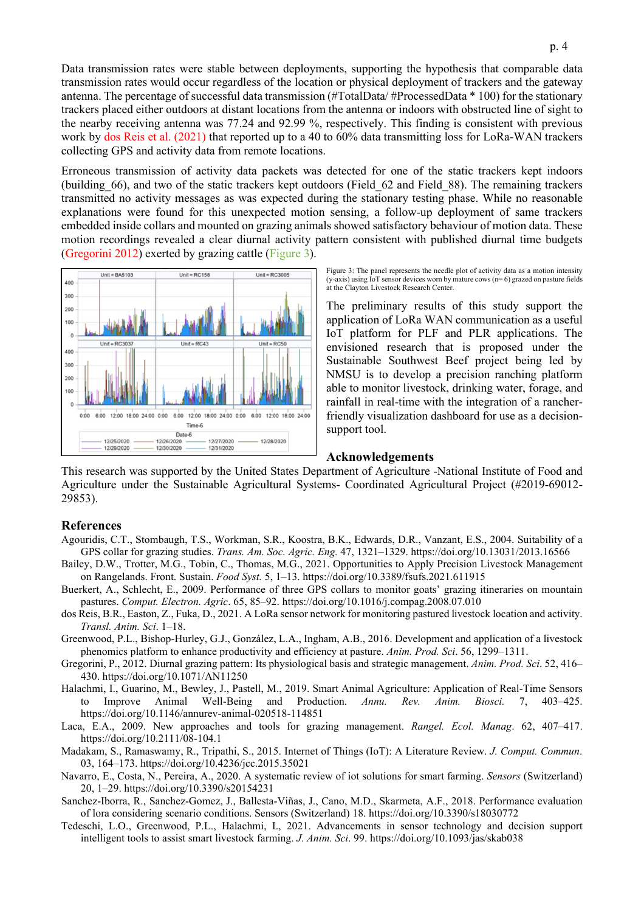Data transmission rates were stable between deployments, supporting the hypothesis that comparable data transmission rates would occur regardless of the location or physical deployment of trackers and the gateway antenna. The percentage of successful data transmission (#TotalData/ #ProcessedData * 100) for the stationary trackers placed either outdoors at distant locations from the antenna or indoors with obstructed line of sight to the nearby receiving antenna was 77.24 and 92.99 %, respectively. This finding is consistent with previous work by dos Reis et al. (2021) that reported up to a 40 to 60% data transmitting loss for LoRa-WAN trackers collecting GPS and activity data from remote locations.

Erroneous transmission of activity data packets was detected for one of the static trackers kept indoors (building_66), and two of the static trackers kept outdoors (Field_62 and Field_88). The remaining trackers transmitted no activity messages as was expected during the stationary testing phase. While no reasonable explanations were found for this unexpected motion sensing, a follow-up deployment of same trackers embedded inside collars and mounted on grazing animals showed satisfactory behaviour of motion data. These motion recordings revealed a clear diurnal activity pattern consistent with published diurnal time budgets (Gregorini 2012) exerted by grazing cattle (Figure 3).

Unit = BA5103
Unit = RC158
Unit = RC3005
Unit = RC3037
Unit = RC43
Unit = RC50
400
300
200
100
0
0:00 6:00 12:00 18:00 24:00 0:00 6:00 12:00 18:00 24:00 0:00 6:00 12:00 18:00 24:00
Time-6
Date-6
12/25/2020 12/26/2020 12/27/2020 12/28/2020
12/29/2020 12/30/2020 12/31/2020

Figure 3: The panel represents the needle plot of activity data as a motion intensity (y-axis) using IoT sensor devices worn by mature cows (n= 6) grazed on pasture fields at the Clayton Livestock Research Center.

The preliminary results of this study support the application of LoRa WAN communication as a useful IoT platform for PLF and PLR applications. The envisioned research that is proposed under the Sustainable Southwest Beef project being led by NMSU is to develop a precision ranching platform able to monitor livestock, drinking water, forage, and rainfall in real-time with the integration of a rancher-friendly visualization dashboard for use as a decision-support tool.

## Acknowledgements

This research was supported by the United States Department of Agriculture -National Institute of Food and Agriculture under the Sustainable Agricultural Systems- Coordinated Agricultural Project (#2019-69012-29853).

## References

Agouridis, C.T., Stombaugh, T.S., Workman, S.R., Koostra, B.K., Edwards, D.R., Vanzant, E.S., 2004. Suitability of a GPS collar for grazing studies. *Trans. Am. Soc. Agric. Eng.* 47, 1321–1329. https://doi.org/10.13031/2013.16566

Bailey, D.W., Trotter, M.G., Tobin, C., Thomas, M.G., 2021. Opportunities to Apply Precision Livestock Management on Rangelands. Front. Sustain. *Food Syst.* 5, 1–13. https://doi.org/10.3389/fsufs.2021.611915

Buerkert, A., Schlecht, E., 2009. Performance of three GPS collars to monitor goats' grazing itineraries on mountain pastures. *Comput. Electron. Agric*. 65, 85–92. https://doi.org/10.1016/j.compag.2008.07.010

dos Reis, B.R., Easton, Z., Fuka, D., 2021. A LoRa sensor network for monitoring pastured livestock location and activity. *Transl. Anim. Sci*. 1–18.

Greenwood, P.L., Bishop-Hurley, G.J., González, L.A., Ingham, A.B., 2016. Development and application of a livestock phenomics platform to enhance productivity and efficiency at pasture. *Anim. Prod. Sci*. 56, 1299–1311.

Gregorini, P., 2012. Diurnal grazing pattern: Its physiological basis and strategic management. *Anim. Prod. Sci*. 52, 416–430. https://doi.org/10.1071/AN11250

Halachmi, I., Guarino, M., Bewley, J., Pastell, M., 2019. Smart Animal Agriculture: Application of Real-Time Sensors to Improve Animal Well-Being and Production. *Annu. Rev. Anim. Biosci.* 7, 403–425. https://doi.org/10.1146/annurev-animal-020518-114851

Laca, E.A., 2009. New approaches and tools for grazing management. *Rangel. Ecol. Manag*. 62, 407–417. https://doi.org/10.2111/08-104.1

Madakam, S., Ramaswamy, R., Tripathi, S., 2015. Internet of Things (IoT): A Literature Review. *J. Comput. Commun*. 03, 164–173. https://doi.org/10.4236/jcc.2015.35021

Navarro, E., Costa, N., Pereira, A., 2020. A systematic review of iot solutions for smart farming. *Sensors* (Switzerland) 20, 1–29. https://doi.org/10.3390/s20154231

Sanchez-Iborra, R., Sanchez-Gomez, J., Ballesta-Viñas, J., Cano, M.D., Skarmeta, A.F., 2018. Performance evaluation of lora considering scenario conditions. Sensors (Switzerland) 18. https://doi.org/10.3390/s18030772

Tedeschi, L.O., Greenwood, P.L., Halachmi, I., 2021. Advancements in sensor technology and decision support intelligent tools to assist smart livestock farming. *J. Anim. Sci*. 99. https://doi.org/10.1093/jas/skab038